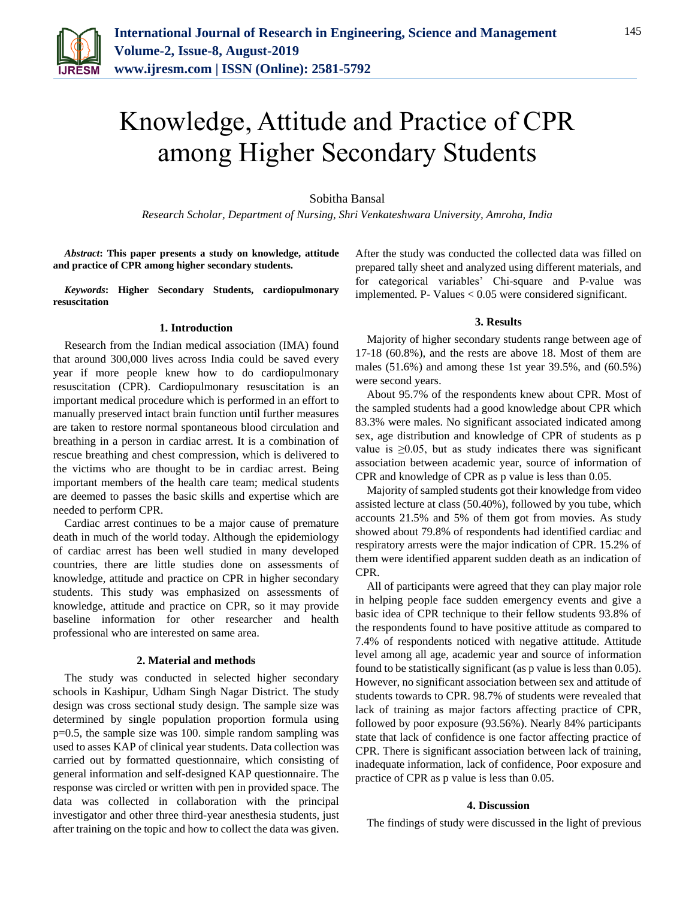# Knowledge, Attitude and Practice of CPR among Higher Secondary Students

Sobitha Bansal

*Research Scholar, Department of Nursing, Shri Venkateshwara University, Amroha, India*

***Abstract*: This paper presents a study on knowledge, attitude and practice of CPR among higher secondary students.**

***Keywords*: Higher Secondary Students, cardiopulmonary resuscitation**

## 1. Introduction

Research from the Indian medical association (IMA) found that around 300,000 lives across India could be saved every year if more people knew how to do cardiopulmonary resuscitation (CPR). Cardiopulmonary resuscitation is an important medical procedure which is performed in an effort to manually preserved intact brain function until further measures are taken to restore normal spontaneous blood circulation and breathing in a person in cardiac arrest. It is a combination of rescue breathing and chest compression, which is delivered to the victims who are thought to be in cardiac arrest. Being important members of the health care team; medical students are deemed to passes the basic skills and expertise which are needed to perform CPR.

Cardiac arrest continues to be a major cause of premature death in much of the world today. Although the epidemiology of cardiac arrest has been well studied in many developed countries, there are little studies done on assessments of knowledge, attitude and practice on CPR in higher secondary students. This study was emphasized on assessments of knowledge, attitude and practice on CPR, so it may provide baseline information for other researcher and health professional who are interested on same area.

## 2. Material and methods

The study was conducted in selected higher secondary schools in Kashipur, Udham Singh Nagar District. The study design was cross sectional study design. The sample size was determined by single population proportion formula using p=0.5, the sample size was 100. simple random sampling was used to asses KAP of clinical year students. Data collection was carried out by formatted questionnaire, which consisting of general information and self-designed KAP questionnaire. The response was circled or written with pen in provided space. The data was collected in collaboration with the principal investigator and other three third-year anesthesia students, just after training on the topic and how to collect the data was given. After the study was conducted the collected data was filled on prepared tally sheet and analyzed using different materials, and for categorical variables' Chi-square and P-value was implemented. P- Values < 0.05 were considered significant.

## 3. Results

Majority of higher secondary students range between age of 17-18 (60.8%), and the rests are above 18. Most of them are males (51.6%) and among these 1st year 39.5%, and (60.5%) were second years.

About 95.7% of the respondents knew about CPR. Most of the sampled students had a good knowledge about CPR which 83.3% were males. No significant associated indicated among sex, age distribution and knowledge of CPR of students as p value is ≥0.05, but as study indicates there was significant association between academic year, source of information of CPR and knowledge of CPR as p value is less than 0.05.

Majority of sampled students got their knowledge from video assisted lecture at class (50.40%), followed by you tube, which accounts 21.5% and 5% of them got from movies. As study showed about 79.8% of respondents had identified cardiac and respiratory arrests were the major indication of CPR. 15.2% of them were identified apparent sudden death as an indication of CPR.

All of participants were agreed that they can play major role in helping people face sudden emergency events and give a basic idea of CPR technique to their fellow students 93.8% of the respondents found to have positive attitude as compared to 7.4% of respondents noticed with negative attitude. Attitude level among all age, academic year and source of information found to be statistically significant (as p value is less than 0.05). However, no significant association between sex and attitude of students towards to CPR. 98.7% of students were revealed that lack of training as major factors affecting practice of CPR, followed by poor exposure (93.56%). Nearly 84% participants state that lack of confidence is one factor affecting practice of CPR. There is significant association between lack of training, inadequate information, lack of confidence, Poor exposure and practice of CPR as p value is less than 0.05.

## 4. Discussion

The findings of study were discussed in the light of previous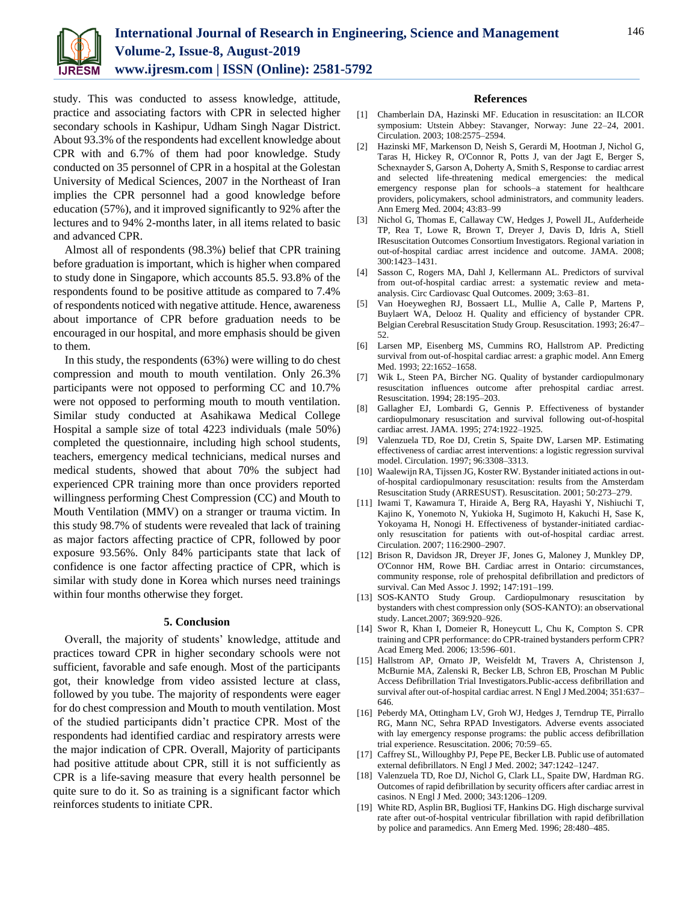study. This was conducted to assess knowledge, attitude, practice and associating factors with CPR in selected higher secondary schools in Kashipur, Udham Singh Nagar District. About 93.3% of the respondents had excellent knowledge about CPR with and 6.7% of them had poor knowledge. Study conducted on 35 personnel of CPR in a hospital at the Golestan University of Medical Sciences, 2007 in the Northeast of Iran implies the CPR personnel had a good knowledge before education (57%), and it improved significantly to 92% after the lectures and to 94% 2-months later, in all items related to basic and advanced CPR.

Almost all of respondents (98.3%) belief that CPR training before graduation is important, which is higher when compared to study done in Singapore, which accounts 85.5. 93.8% of the respondents found to be positive attitude as compared to 7.4% of respondents noticed with negative attitude. Hence, awareness about importance of CPR before graduation needs to be encouraged in our hospital, and more emphasis should be given to them.

In this study, the respondents (63%) were willing to do chest compression and mouth to mouth ventilation. Only 26.3% participants were not opposed to performing CC and 10.7% were not opposed to performing mouth to mouth ventilation. Similar study conducted at Asahikawa Medical College Hospital a sample size of total 4223 individuals (male 50%) completed the questionnaire, including high school students, teachers, emergency medical technicians, medical nurses and medical students, showed that about 70% the subject had experienced CPR training more than once providers reported willingness performing Chest Compression (CC) and Mouth to Mouth Ventilation (MMV) on a stranger or trauma victim. In this study 98.7% of students were revealed that lack of training as major factors affecting practice of CPR, followed by poor exposure 93.56%. Only 84% participants state that lack of confidence is one factor affecting practice of CPR, which is similar with study done in Korea which nurses need trainings within four months otherwise they forget.

## 5. Conclusion

Overall, the majority of students' knowledge, attitude and practices toward CPR in higher secondary schools were not sufficient, favorable and safe enough. Most of the participants got, their knowledge from video assisted lecture at class, followed by you tube. The majority of respondents were eager for do chest compression and Mouth to mouth ventilation. Most of the studied participants didn't practice CPR. Most of the respondents had identified cardiac and respiratory arrests were the major indication of CPR. Overall, Majority of participants had positive attitude about CPR, still it is not sufficiently as CPR is a life-saving measure that every health personnel be quite sure to do it. So as training is a significant factor which reinforces students to initiate CPR.

## References

[1] Chamberlain DA, Hazinski MF. Education in resuscitation: an ILCOR symposium: Utstein Abbey: Stavanger, Norway: June 22–24, 2001. Circulation. 2003; 108:2575–2594.

[2] Hazinski MF, Markenson D, Neish S, Gerardi M, Hootman J, Nichol G, Taras H, Hickey R, O'Connor R, Potts J, van der Jagt E, Berger S, Schexnayder S, Garson A, Doherty A, Smith S, Response to cardiac arrest and selected life-threatening medical emergencies: the medical emergency response plan for schools–a statement for healthcare providers, policymakers, school administrators, and community leaders. Ann Emerg Med. 2004; 43:83–99

[3] Nichol G, Thomas E, Callaway CW, Hedges J, Powell JL, Aufderheide TP, Rea T, Lowe R, Brown T, Dreyer J, Davis D, Idris A, Stiell IResuscitation Outcomes Consortium Investigators. Regional variation in out-of-hospital cardiac arrest incidence and outcome. JAMA. 2008; 300:1423–1431.

[4] Sasson C, Rogers MA, Dahl J, Kellermann AL. Predictors of survival from out-of-hospital cardiac arrest: a systematic review and meta-analysis. Circ Cardiovasc Qual Outcomes. 2009; 3:63–81.

[5] Van Hoeyweghen RJ, Bossaert LL, Mullie A, Calle P, Martens P, Buylaert WA, Delooz H. Quality and efficiency of bystander CPR. Belgian Cerebral Resuscitation Study Group. Resuscitation. 1993; 26:47–52.

[6] Larsen MP, Eisenberg MS, Cummins RO, Hallstrom AP. Predicting survival from out-of-hospital cardiac arrest: a graphic model. Ann Emerg Med. 1993; 22:1652–1658.

[7] Wik L, Steen PA, Bircher NG. Quality of bystander cardiopulmonary resuscitation influences outcome after prehospital cardiac arrest. Resuscitation. 1994; 28:195–203.

[8] Gallagher EJ, Lombardi G, Gennis P. Effectiveness of bystander cardiopulmonary resuscitation and survival following out-of-hospital cardiac arrest. JAMA. 1995; 274:1922–1925.

[9] Valenzuela TD, Roe DJ, Cretin S, Spaite DW, Larsen MP. Estimating effectiveness of cardiac arrest interventions: a logistic regression survival model. Circulation. 1997; 96:3308–3313.

[10] Waalewijn RA, Tijssen JG, Koster RW. Bystander initiated actions in out-of-hospital cardiopulmonary resuscitation: results from the Amsterdam Resuscitation Study (ARRESUST). Resuscitation. 2001; 50:273–279.

[11] Iwami T, Kawamura T, Hiraide A, Berg RA, Hayashi Y, Nishiuchi T, Kajino K, Yonemoto N, Yukioka H, Sugimoto H, Kakuchi H, Sase K, Yokoyama H, Nonogi H. Effectiveness of bystander-initiated cardiac-only resuscitation for patients with out-of-hospital cardiac arrest. Circulation. 2007; 116:2900–2907.

[12] Brison R, Davidson JR, Dreyer JF, Jones G, Maloney J, Munkley DP, O'Connor HM, Rowe BH. Cardiac arrest in Ontario: circumstances, community response, role of prehospital defibrillation and predictors of survival. Can Med Assoc J. 1992; 147:191–199.

[13] SOS-KANTO Study Group. Cardiopulmonary resuscitation by bystanders with chest compression only (SOS-KANTO): an observational study. Lancet.2007; 369:920–926.

[14] Swor R, Khan I, Domeier R, Honeycutt L, Chu K, Compton S. CPR training and CPR performance: do CPR-trained bystanders perform CPR? Acad Emerg Med. 2006; 13:596–601.

[15] Hallstrom AP, Ornato JP, Weisfeldt M, Travers A, Christenson J, McBurnie MA, Zalenski R, Becker LB, Schron EB, Proschan M Public Access Defibrillation Trial Investigators.Public-access defibrillation and survival after out-of-hospital cardiac arrest. N Engl J Med.2004; 351:637–646.

[16] Peberdy MA, Ottingham LV, Groh WJ, Hedges J, Terndrup TE, Pirrallo RG, Mann NC, Sehra RPAD Investigators. Adverse events associated with lay emergency response programs: the public access defibrillation trial experience. Resuscitation. 2006; 70:59–65.

[17] Caffrey SL, Willoughby PJ, Pepe PE, Becker LB. Public use of automated external defibrillators. N Engl J Med. 2002; 347:1242–1247.

[18] Valenzuela TD, Roe DJ, Nichol G, Clark LL, Spaite DW, Hardman RG. Outcomes of rapid defibrillation by security officers after cardiac arrest in casinos. N Engl J Med. 2000; 343:1206–1209.

[19] White RD, Asplin BR, Bugliosi TF, Hankins DG. High discharge survival rate after out-of-hospital ventricular fibrillation with rapid defibrillation by police and paramedics. Ann Emerg Med. 1996; 28:480–485.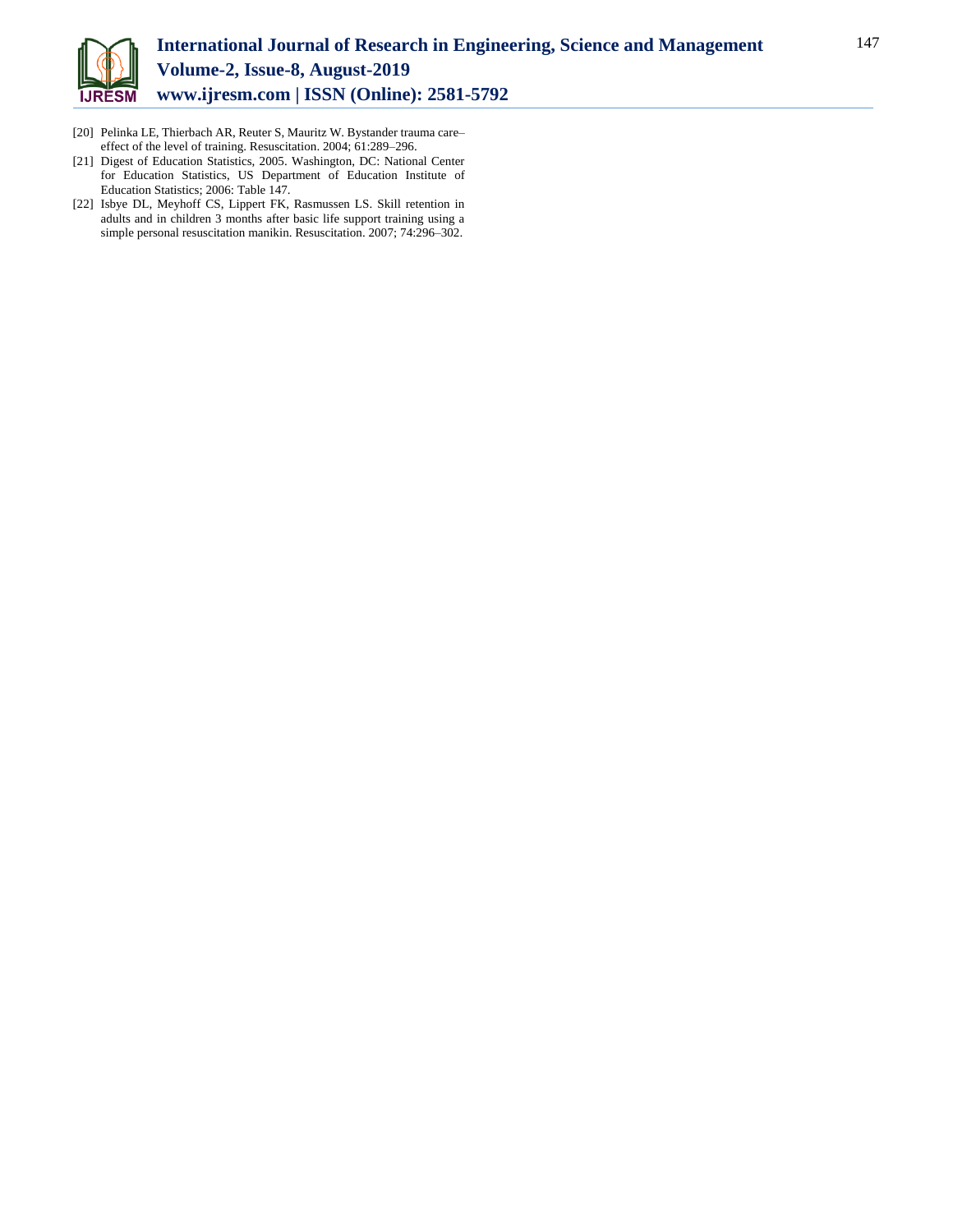[20] Pelinka LE, Thierbach AR, Reuter S, Mauritz W. Bystander trauma care–effect of the level of training. Resuscitation. 2004; 61:289–296.

[21] Digest of Education Statistics, 2005. Washington, DC: National Center for Education Statistics, US Department of Education Institute of Education Statistics; 2006: Table 147.

[22] Isbye DL, Meyhoff CS, Lippert FK, Rasmussen LS. Skill retention in adults and in children 3 months after basic life support training using a simple personal resuscitation manikin. Resuscitation. 2007; 74:296–302.